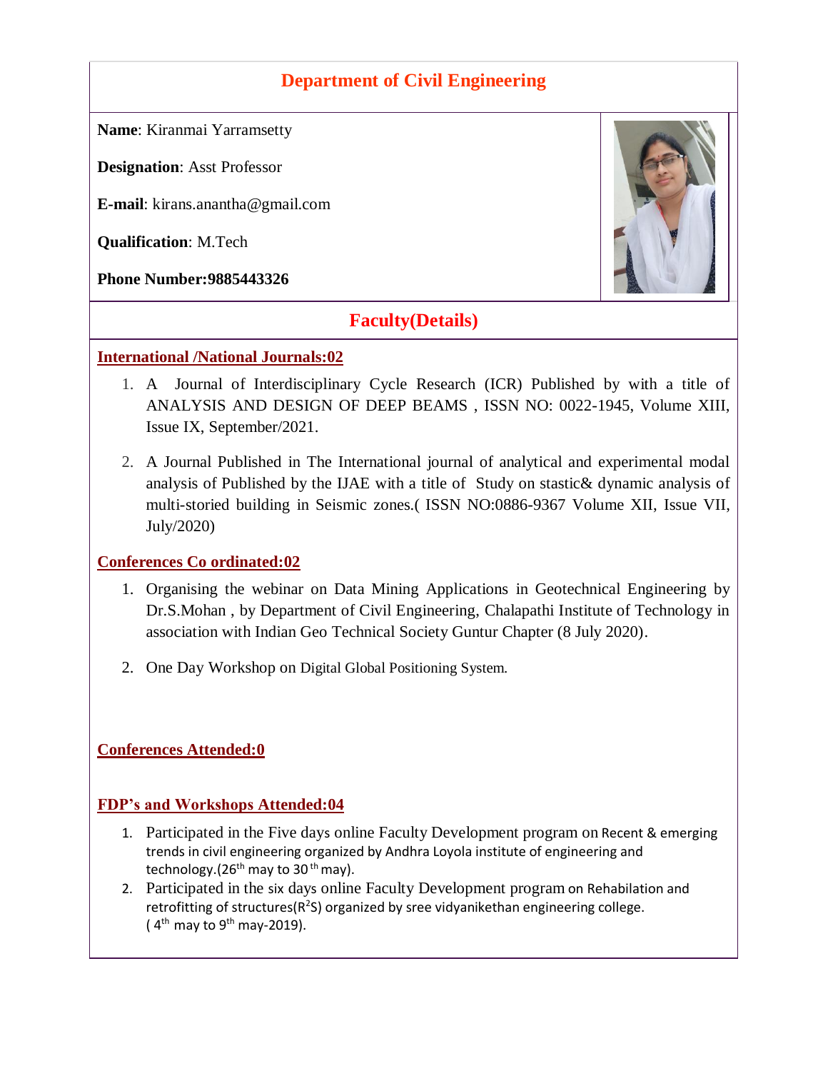# Department of Civil Engineering

**Name**: Kiranmai Yarramsetty

**Designation**: Asst Professor

**E-mail**: kirans.anantha@gmail.com

**Qualification**: M.Tech

**Phone Number:9885443326**

## Faculty(Details)

### International /National Journals:02

1. A Journal of Interdisciplinary Cycle Research (ICR) Published by with a title of ANALYSIS AND DESIGN OF DEEP BEAMS , ISSN NO: 0022-1945, Volume XIII, Issue IX, September/2021.
2. A Journal Published in The International journal of analytical and experimental modal analysis of Published by the IJAE with a title of Study on stastic& dynamic analysis of multi-storied building in Seismic zones.( ISSN NO:0886-9367 Volume XII, Issue VII, July/2020)

### Conferences Co ordinated:02

1. Organising the webinar on Data Mining Applications in Geotechnical Engineering by Dr.S.Mohan , by Department of Civil Engineering, Chalapathi Institute of Technology in association with Indian Geo Technical Society Guntur Chapter (8 July 2020).
2. One Day Workshop on Digital Global Positioning System.

### Conferences Attended:0

### FDP's and Workshops Attended:04

1. Participated in the Five days online Faculty Development program on Recent & emerging trends in civil engineering organized by Andhra Loyola institute of engineering and technology.(26th may to 30th may).
2. Participated in the six days online Faculty Development program on Rehabilation and retrofitting of structures($R^2S$) organized by sree vidyanikethan engineering college. ( 4th may to 9th may-2019).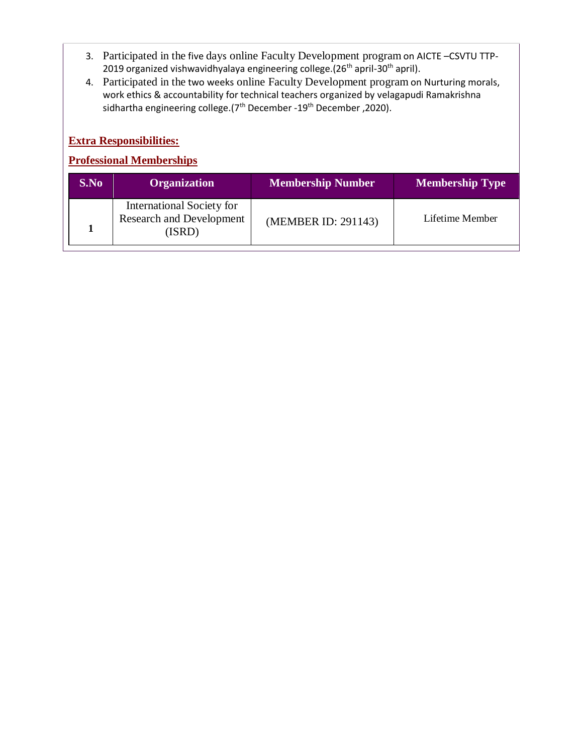3. Participated in the five days online Faculty Development program on AICTE –CSVTU TTP-2019 organized vishwavidhyalaya engineering college.(26th april-30th april).
4. Participated in the two weeks online Faculty Development program on Nurturing morals, work ethics & accountability for technical teachers organized by velagapudi Ramakrishna sidhartha engineering college.(7th December -19th December ,2020).

## Extra Responsibilities:

## Professional Memberships

| S.No | Organization | Membership Number | Membership Type |
|---|---|---|---|
| 1 | International Society for Research and Development (ISRD) | (MEMBER ID: 291143) | Lifetime Member |